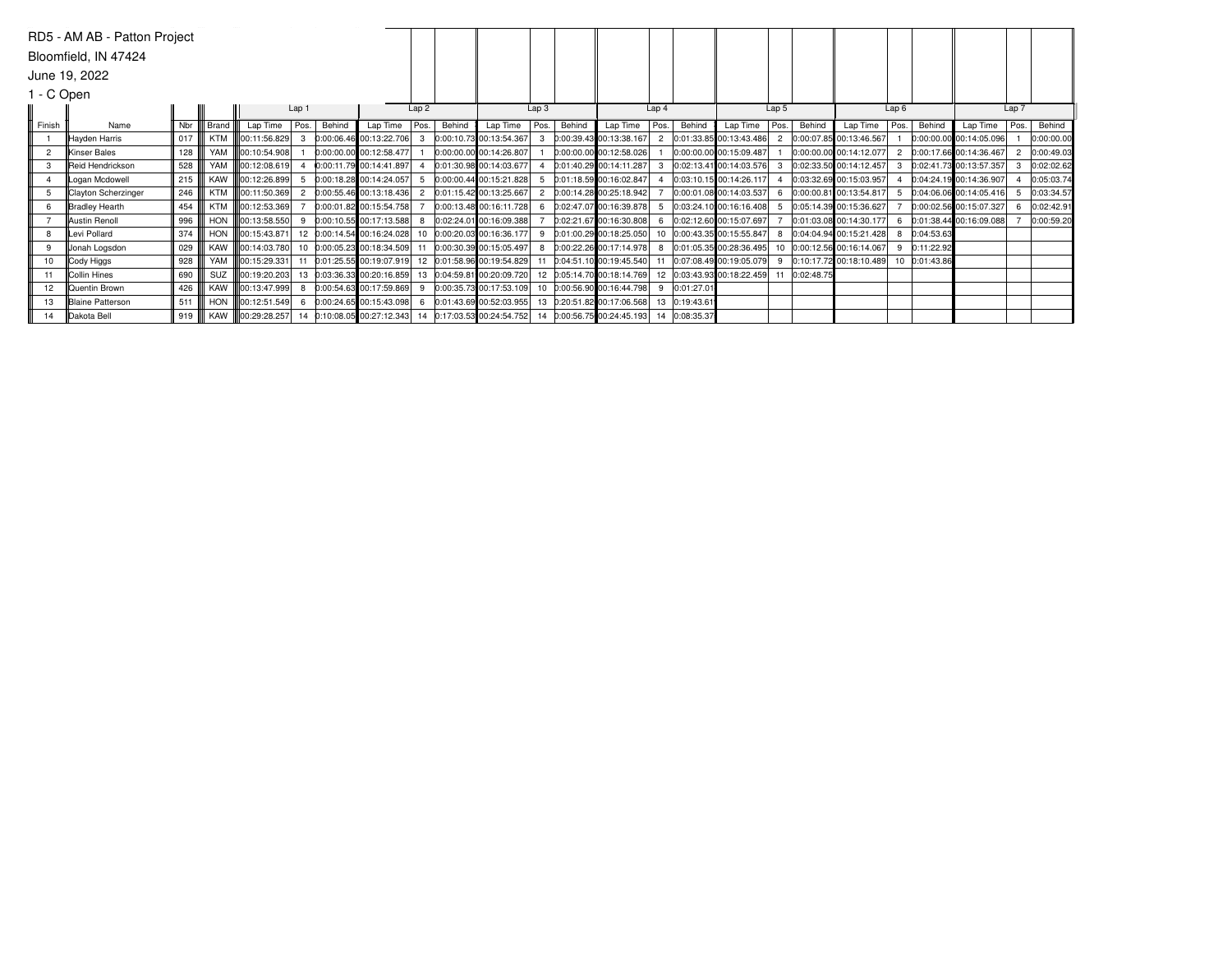RD5 - AM AB - Patton Project

Bloomfield, IN 47424

June 19, 2022

1 - C Open

| | | | | Lap 1 | | | Lap 2 | | | Lap 3 | | | Lap 4 | | | Lap 5 | | | Lap 6 | | | Lap 7 | | |
|---|---|---|---|---|---|---|---|---|---|---|---|---|---|---|---|---|---|---|---|---|---|---|---|---|
| Finish | Name | Nbr | Brand | Lap Time | Pos. | Behind | Lap Time | Pos. | Behind | Lap Time | Pos. | Behind | Lap Time | Pos. | Behind | Lap Time | Pos. | Behind | Lap Time | Pos. | Behind | Lap Time | Pos. | Behind |
| 1 | Hayden Harris | 017 | KTM | 00:11:56.829 | 3 | 0:00:06.46 | 00:13:22.706 | 3 | 0:00:10.73 | 00:13:54.367 | 3 | 0:00:39.43 | 00:13:38.167 | 2 | 0:01:33.85 | 00:13:43.486 | 2 | 0:00:07.85 | 00:13:46.567 | 1 | 0:00:00.00 | 00:14:05.096 | 1 | 0:00:00.00 |
| 2 | Kinser Bales | 128 | YAM | 00:10:54.908 | 1 | 0:00:00.00 | 00:12:58.477 | 1 | 0:00:00.00 | 00:14:26.807 | 1 | 0:00:00.00 | 00:12:58.026 | 1 | 0:00:00.00 | 00:15:09.487 | 1 | 0:00:00.00 | 00:14:12.077 | 2 | 0:00:17.66 | 00:14:36.467 | 2 | 0:00:49.03 |
| 3 | Reid Hendrickson | 528 | YAM | 00:12:08.619 | 4 | 0:00:11.79 | 00:14:41.897 | 4 | 0:01:30.98 | 00:14:03.677 | 4 | 0:01:40.29 | 00:14:11.287 | 3 | 0:02:13.41 | 00:14:03.576 | 3 | 0:02:33.50 | 00:14:12.457 | 3 | 0:02:41.73 | 00:13:57.357 | 3 | 0:02:02.62 |
| 4 | Logan Mcdowell | 215 | KAW | 00:12:26.899 | 5 | 0:00:18.28 | 00:14:24.057 | 5 | 0:00:00.44 | 00:15:21.828 | 5 | 0:01:18.59 | 00:16:02.847 | 4 | 0:03:10.15 | 00:14:26.117 | 4 | 0:03:32.69 | 00:15:03.957 | 4 | 0:04:24.19 | 00:14:36.907 | 4 | 0:05:03.74 |
| 5 | Clayton Scherzinger | 246 | KTM | 00:11:50.369 | 2 | 0:00:55.46 | 00:13:18.436 | 2 | 0:01:15.42 | 00:13:25.667 | 2 | 0:00:14.28 | 00:25:18.942 | 7 | 0:00:01.08 | 00:14:03.537 | 6 | 0:00:00.81 | 00:13:54.817 | 5 | 0:04:06.06 | 00:14:05.416 | 5 | 0:03:34.57 |
| 6 | Bradley Hearth | 454 | KTM | 00:12:53.369 | 7 | 0:00:01.82 | 00:15:54.758 | 7 | 0:00:13.48 | 00:16:11.728 | 6 | 0:02:47.07 | 00:16:39.878 | 5 | 0:03:24.10 | 00:16:16.408 | 5 | 0:05:14.39 | 00:15:36.627 | 7 | 0:00:02.56 | 00:15:07.327 | 6 | 0:02:42.91 |
| 7 | Austin Renoll | 996 | HON | 00:13:58.550 | 9 | 0:00:10.55 | 00:17:13.588 | 8 | 0:02:24.01 | 00:16:09.388 | 7 | 0:02:21.67 | 00:16:30.808 | 6 | 0:02:12.60 | 00:15:07.697 | 7 | 0:01:03.08 | 00:14:30.177 | 6 | 0:01:38.44 | 00:16:09.088 | 7 | 0:00:59.20 |
| 8 | Levi Pollard | 374 | HON | 00:15:43.871 | 12 | 0:00:14.54 | 00:16:24.028 | 10 | 0:00:20.03 | 00:16:36.177 | 9 | 0:01:00.29 | 00:18:25.050 | 10 | 0:00:43.35 | 00:15:55.847 | 8 | 0:04:04.94 | 00:15:21.428 | 8 | 0:04:53.63 | | | |
| 9 | Jonah Logsdon | 029 | KAW | 00:14:03.780 | 10 | 0:00:05.23 | 00:18:34.509 | 11 | 0:00:30.39 | 00:15:05.497 | 8 | 0:00:22.26 | 00:17:14.978 | 8 | 0:01:05.35 | 00:28:36.495 | 10 | 0:00:12.56 | 00:16:14.067 | 9 | 0:11:22.92 | | | |
| 10 | Cody Higgs | 928 | YAM | 00:15:29.331 | 11 | 0:01:25.55 | 00:19:07.919 | 12 | 0:01:58.96 | 00:19:54.829 | 11 | 0:04:51.10 | 00:19:45.540 | 11 | 0:07:08.49 | 00:19:05.079 | 9 | 0:10:17.72 | 00:18:10.489 | 10 | 0:01:43.86 | | | |
| 11 | Collin Hines | 690 | SUZ | 00:19:20.203 | 13 | 0:03:36.33 | 00:20:16.859 | 13 | 0:04:59.81 | 00:20:09.720 | 12 | 0:05:14.70 | 00:18:14.769 | 12 | 0:03:43.93 | 00:18:22.459 | 11 | 0:02:48.75 | | | | | | |
| 12 | Quentin Brown | 426 | KAW | 00:13:47.999 | 8 | 0:00:54.63 | 00:17:59.869 | 9 | 0:00:35.73 | 00:17:53.109 | 10 | 0:00:56.90 | 00:16:44.798 | 9 | 0:01:27.01 | | | | | | | | | |
| 13 | Blaine Patterson | 511 | HON | 00:12:51.549 | 6 | 0:00:24.65 | 00:15:43.098 | 6 | 0:01:43.69 | 00:52:03.955 | 13 | 0:20:51.82 | 00:17:06.568 | 13 | 0:19:43.61 | | | | | | | | | |
| 14 | Dakota Bell | 919 | KAW | 00:29:28.257 | 14 | 0:10:08.05 | 00:27:12.343 | 14 | 0:17:03.53 | 00:24:54.752 | 14 | 0:00:56.75 | 00:24:45.193 | 14 | 0:08:35.37 | | | | | | | | | |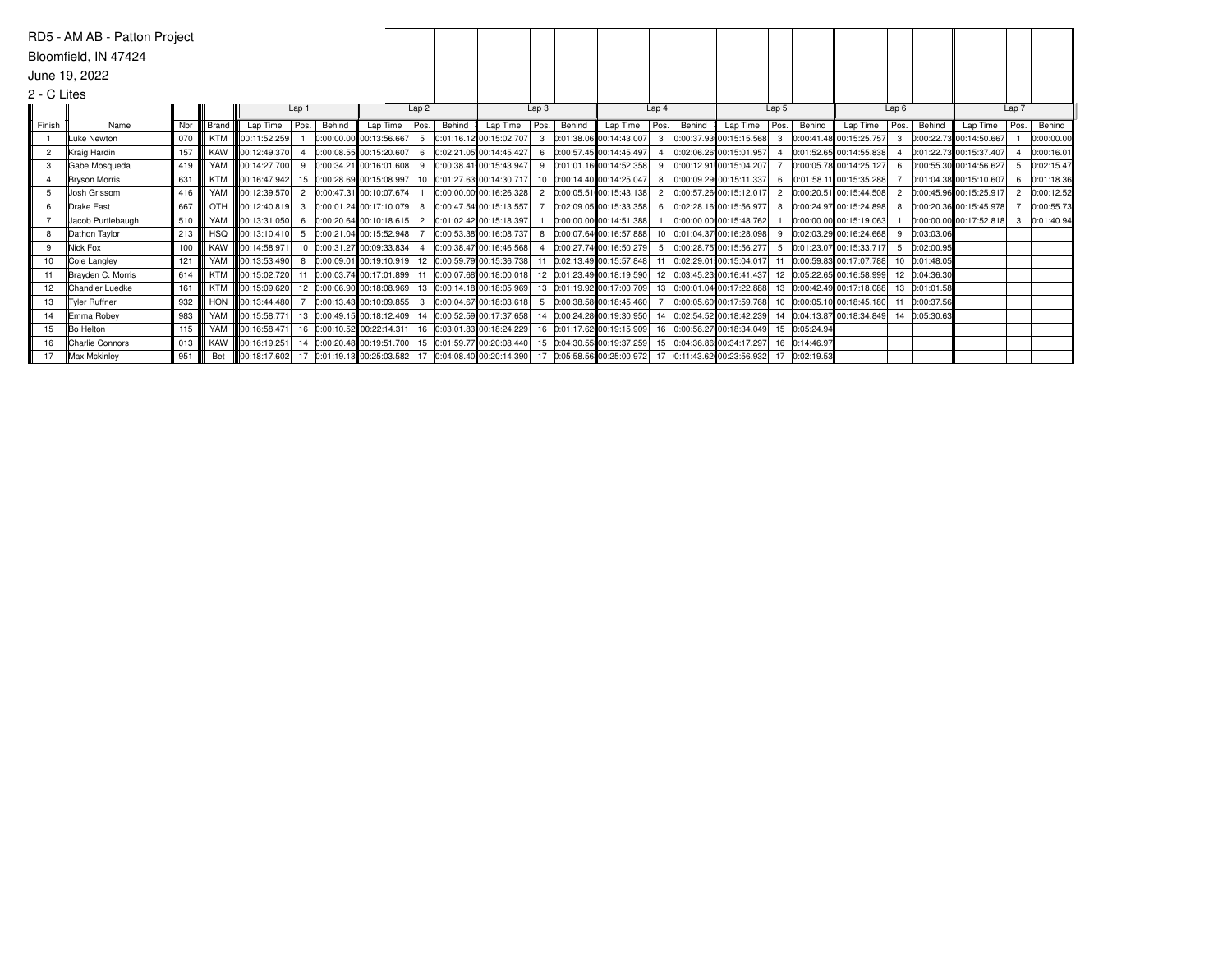RD5 - AM AB - Patton Project

Bloomfield, IN 47424

June 19, 2022

2 - C Lites

| | | | | Lap 1 | | | Lap 2 | | | Lap 3 | | | Lap 4 | | | Lap 5 | | | Lap 6 | | | Lap 7 | | |
|---|---|---|---|---|---|---|---|---|---|---|---|---|---|---|---|---|---|---|---|---|---|---|---|---|
| Finish | Name | Nbr | Brand | Lap Time | Pos. | Behind | Lap Time | Pos. | Behind | Lap Time | Pos. | Behind | Lap Time | Pos. | Behind | Lap Time | Pos. | Behind | Lap Time | Pos. | Behind | Lap Time | Pos. | Behind |
| 1 | Luke Newton | 070 | KTM | 00:11:52.259 | 1 | 0:00:00.00 | 00:13:56.667 | 5 | 0:01:16.12 | 00:15:02.707 | 3 | 0:01:38.06 | 00:14:43.007 | 3 | 0:00:37.93 | 00:15:15.568 | 3 | 0:00:41.48 | 00:15:25.757 | 3 | 0:00:22.73 | 00:14:50.667 | 1 | 0:00:00.00 |
| 2 | Kraig Hardin | 157 | KAW | 00:12:49.370 | 4 | 0:00:08.55 | 00:15:20.607 | 6 | 0:02:21.05 | 00:14:45.427 | 6 | 0:00:57.45 | 00:14:45.497 | 4 | 0:02:06.26 | 00:15:01.957 | 4 | 0:01:52.65 | 00:14:55.838 | 4 | 0:01:22.73 | 00:15:37.407 | 4 | 0:00:16.01 |
| 3 | Gabe Mosqueda | 419 | YAM | 00:14:27.700 | 9 | 0:00:34.21 | 00:16:01.608 | 9 | 0:00:38.41 | 00:15:43.947 | 9 | 0:01:01.16 | 00:14:52.358 | 9 | 0:00:12.91 | 00:15:04.207 | 7 | 0:00:05.78 | 00:14:25.127 | 6 | 0:00:55.30 | 00:14:56.627 | 5 | 0:02:15.47 |
| 4 | Bryson Morris | 631 | KTM | 00:16:47.942 | 15 | 0:00:28.69 | 00:15:08.997 | 10 | 0:01:27.63 | 00:14:30.717 | 10 | 0:00:14.40 | 00:14:25.047 | 8 | 0:00:09.29 | 00:15:11.337 | 6 | 0:01:58.11 | 00:15:35.288 | 7 | 0:01:04.38 | 00:15:10.607 | 6 | 0:01:18.36 |
| 5 | Josh Grissom | 416 | YAM | 00:12:39.570 | 2 | 0:00:47.31 | 00:10:07.674 | 1 | 0:00:00.00 | 00:16:26.328 | 2 | 0:00:05.51 | 00:15:43.138 | 2 | 0:00:57.26 | 00:15:12.017 | 2 | 0:00:20.51 | 00:15:44.508 | 2 | 0:00:45.96 | 00:15:25.917 | 2 | 0:00:12.52 |
| 6 | Drake East | 667 | OTH | 00:12:40.819 | 3 | 0:00:01.24 | 00:17:10.079 | 8 | 0:00:47.54 | 00:15:13.557 | 7 | 0:02:09.05 | 00:15:33.358 | 6 | 0:02:28.16 | 00:15:56.977 | 8 | 0:00:24.97 | 00:15:24.898 | 8 | 0:00:20.36 | 00:15:45.978 | 7 | 0:00:55.73 |
| 7 | Jacob Purtlebaugh | 510 | YAM | 00:13:31.050 | 6 | 0:00:20.64 | 00:10:18.615 | 2 | 0:01:02.42 | 00:15:18.397 | 1 | 0:00:00.00 | 00:14:51.388 | 1 | 0:00:00.00 | 00:15:48.762 | 1 | 0:00:00.00 | 00:15:19.063 | 1 | 0:00:00.00 | 00:17:52.818 | 3 | 0:01:40.94 |
| 8 | Dathon Taylor | 213 | HSQ | 00:13:10.410 | 5 | 0:00:21.04 | 00:15:52.948 | 7 | 0:00:53.38 | 00:16:08.737 | 8 | 0:00:07.64 | 00:16:57.888 | 10 | 0:01:04.37 | 00:16:28.098 | 9 | 0:02:03.29 | 00:16:24.668 | 9 | 0:03:03.06 | | | |
| 9 | Nick Fox | 100 | KAW | 00:14:58.971 | 10 | 0:00:31.27 | 00:09:33.834 | 4 | 0:00:38.47 | 00:16:46.568 | 4 | 0:00:27.74 | 00:16:50.279 | 5 | 0:00:28.75 | 00:15:56.277 | 5 | 0:01:23.07 | 00:15:33.717 | 5 | 0:02:00.95 | | | |
| 10 | Cole Langley | 121 | YAM | 00:13:53.490 | 8 | 0:00:09.01 | 00:19:10.919 | 12 | 0:00:59.79 | 00:15:36.738 | 11 | 0:02:13.49 | 00:15:57.848 | 11 | 0:02:29.01 | 00:15:04.017 | 11 | 0:00:59.83 | 00:17:07.788 | 10 | 0:01:48.05 | | | |
| 11 | Brayden C. Morris | 614 | KTM | 00:15:02.720 | 11 | 0:00:03.74 | 00:17:01.899 | 11 | 0:00:07.68 | 00:18:00.018 | 12 | 0:01:23.49 | 00:18:19.590 | 12 | 0:03:45.23 | 00:16:41.437 | 12 | 0:05:22.65 | 00:16:58.999 | 12 | 0:04:36.30 | | | |
| 12 | Chandler Luedke | 161 | KTM | 00:15:09.620 | 12 | 0:00:06.90 | 00:18:08.969 | 13 | 0:00:14.18 | 00:18:05.969 | 13 | 0:01:19.92 | 00:17:00.709 | 13 | 0:00:01.04 | 00:17:22.888 | 13 | 0:00:42.49 | 00:17:18.088 | 13 | 0:01:01.58 | | | |
| 13 | Tyler Ruffner | 932 | HON | 00:13:44.480 | 7 | 0:00:13.43 | 00:10:09.855 | 3 | 0:00:04.67 | 00:18:03.618 | 5 | 0:00:38.58 | 00:18:45.460 | 7 | 0:00:05.60 | 00:17:59.768 | 10 | 0:00:05.10 | 00:18:45.180 | 11 | 0:00:37.56 | | | |
| 14 | Emma Robey | 983 | YAM | 00:15:58.771 | 13 | 0:00:49.15 | 00:18:12.409 | 14 | 0:00:52.59 | 00:17:37.658 | 14 | 0:00:24.28 | 00:19:30.950 | 14 | 0:02:54.52 | 00:18:42.239 | 14 | 0:04:13.87 | 00:18:34.849 | 14 | 0:05:30.63 | | | |
| 15 | Bo Helton | 115 | YAM | 00:16:58.471 | 16 | 0:00:10.52 | 00:22:14.311 | 16 | 0:03:01.83 | 00:18:24.229 | 16 | 0:01:17.62 | 00:19:15.909 | 16 | 0:00:56.27 | 00:18:34.049 | 15 | 0:05:24.94 | | | | | | |
| 16 | Charlie Connors | 013 | KAW | 00:16:19.251 | 14 | 0:00:20.48 | 00:19:51.700 | 15 | 0:01:59.77 | 00:20:08.440 | 15 | 0:04:30.55 | 00:19:37.259 | 15 | 0:04:36.86 | 00:34:17.297 | 16 | 0:14:46.97 | | | | | | |
| 17 | Max Mckinley | 951 | Bet | 00:18:17.602 | 17 | 0:01:19.13 | 00:25:03.582 | 17 | 0:04:08.40 | 00:20:14.390 | 17 | 0:05:58.56 | 00:25:00.972 | 17 | 0:11:43.62 | 00:23:56.932 | 17 | 0:02:19.53 | | | | | | |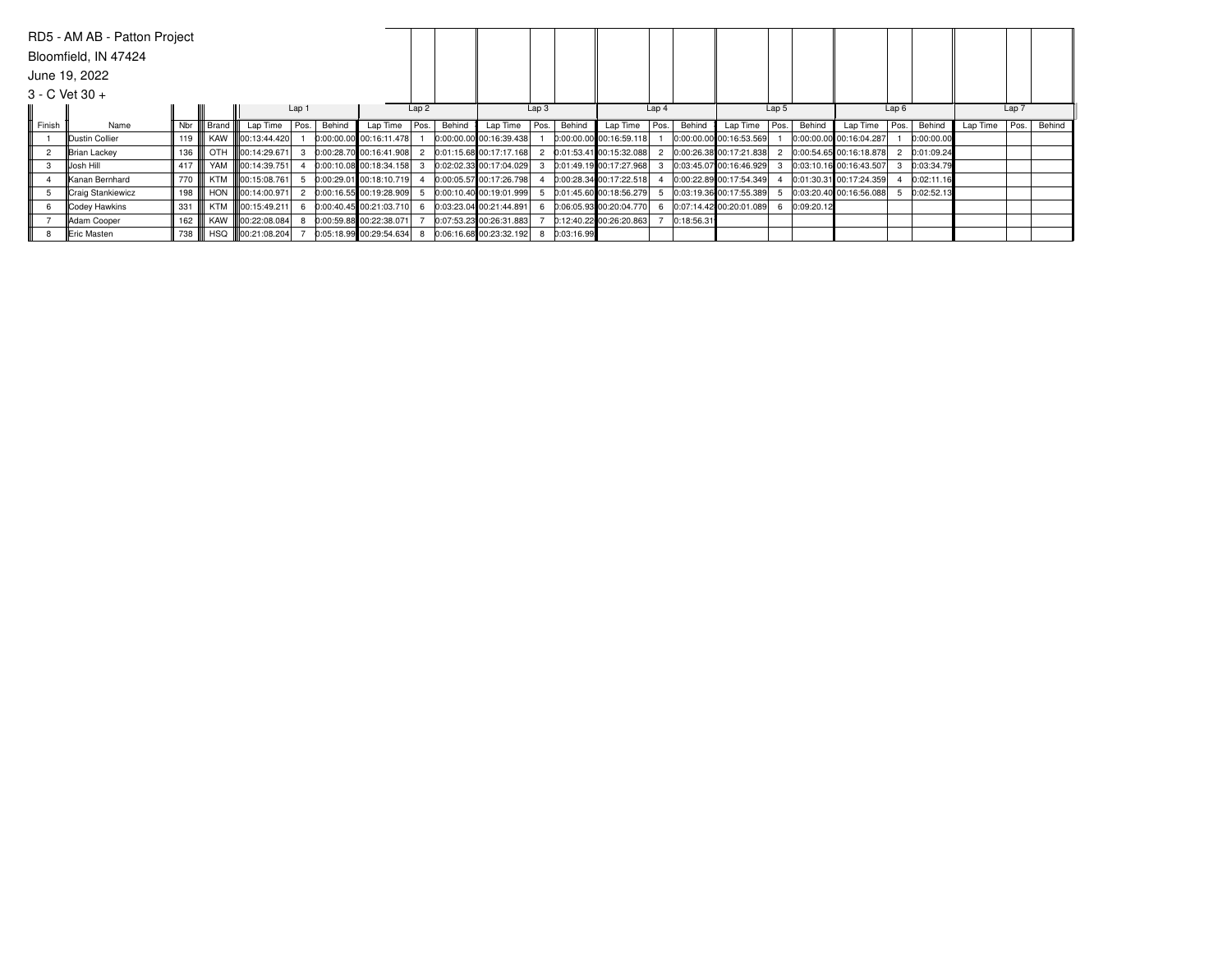RD5 - AM AB - Patton Project

Bloomfield, IN 47424

June 19, 2022

3 - C Vet 30 +

| | | | | Lap 1 | | | Lap 2 | | | Lap 3 | | | Lap 4 | | | Lap 5 | | | Lap 6 | | | Lap 7 | | |
|---|---|---|---|---|---|---|---|---|---|---|---|---|---|---|---|---|---|---|---|---|---|---|---|---|
| Finish | Name | Nbr | Brand | Lap Time | Pos. | Behind | Lap Time | Pos. | Behind | Lap Time | Pos. | Behind | Lap Time | Pos. | Behind | Lap Time | Pos. | Behind | Lap Time | Pos. | Behind | Lap Time | Pos. | Behind |
| 1 | Dustin Collier | 119 | KAW | 00:13:44.420 | 1 | 0:00:00.00 | 00:16:11.478 | 1 | 0:00:00.00 | 00:16:39.438 | 1 | 0:00:00.00 | 00:16:59.118 | 1 | 0:00:00.00 | 00:16:53.569 | 1 | 0:00:00.00 | 00:16:04.287 | 1 | 0:00:00.00 | | | |
| 2 | Brian Lackey | 136 | OTH | 00:14:29.671 | 3 | 0:00:28.70 | 00:16:41.908 | 2 | 0:01:15.68 | 00:17:17.168 | 2 | 0:01:53.41 | 00:15:32.088 | 2 | 0:00:26.38 | 00:17:21.838 | 2 | 0:00:54.65 | 00:16:18.878 | 2 | 0:01:09.24 | | | |
| 3 | Josh Hill | 417 | YAM | 00:14:39.751 | 4 | 0:00:10.08 | 00:18:34.158 | 3 | 0:02:02.33 | 00:17:04.029 | 3 | 0:01:49.19 | 00:17:27.968 | 3 | 0:03:45.07 | 00:16:46.929 | 3 | 0:03:10.16 | 00:16:43.507 | 3 | 0:03:34.79 | | | |
| 4 | Kanan Bernhard | 770 | KTM | 00:15:08.761 | 5 | 0:00:29.01 | 00:18:10.719 | 4 | 0:00:05.57 | 00:17:26.798 | 4 | 0:00:28.34 | 00:17:22.518 | 4 | 0:00:22.89 | 00:17:54.349 | 4 | 0:01:30.31 | 00:17:24.359 | 4 | 0:02:11.16 | | | |
| 5 | Craig Stankiewicz | 198 | HON | 00:14:00.971 | 2 | 0:00:16.55 | 00:19:28.909 | 5 | 0:00:10.40 | 00:19:01.999 | 5 | 0:01:45.60 | 00:18:56.279 | 5 | 0:03:19.36 | 00:17:55.389 | 5 | 0:03:20.40 | 00:16:56.088 | 5 | 0:02:52.13 | | | |
| 6 | Codey Hawkins | 331 | KTM | 00:15:49.211 | 6 | 0:00:40.45 | 00:21:03.710 | 6 | 0:03:23.04 | 00:21:44.891 | 6 | 0:06:05.93 | 00:20:04.770 | 6 | 0:07:14.42 | 00:20:01.089 | 6 | 0:09:20.12 | | | | | | |
| 7 | Adam Cooper | 162 | KAW | 00:22:08.084 | 8 | 0:00:59.88 | 00:22:38.071 | 7 | 0:07:53.23 | 00:26:31.883 | 7 | 0:12:40.22 | 00:26:20.863 | 7 | 0:18:56.31 | | | | | | | | | |
| 8 | Eric Masten | 738 | HSQ | 00:21:08.204 | 7 | 0:05:18.99 | 00:29:54.634 | 8 | 0:06:16.68 | 00:23:32.192 | 8 | 0:03:16.99 | | | | | | | | | | | | |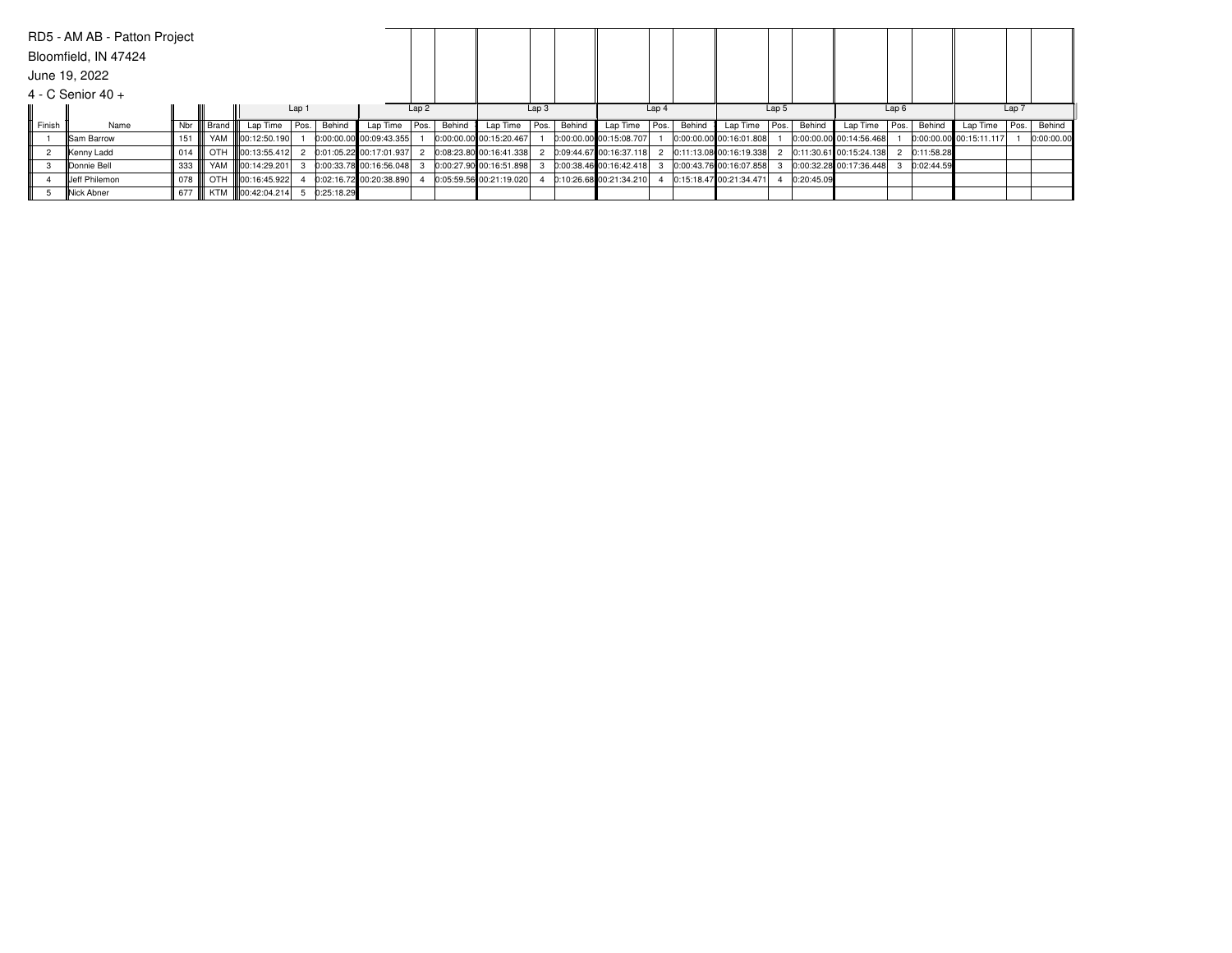RD5 - AM AB - Patton Project

Bloomfield, IN 47424

June 19, 2022

4 - C Senior 40 +

| | | | | Lap 1 | | | Lap 2 | | | Lap 3 | | | Lap 4 | | | Lap 5 | | | Lap 6 | | | Lap 7 | | |
|---|---|---|---|---|---|---|---|---|---|---|---|---|---|---|---|---|---|---|---|---|---|---|---|---|
| Finish | Name | Nbr | Brand | Lap Time | Pos. | Behind | Lap Time | Pos. | Behind | Lap Time | Pos. | Behind | Lap Time | Pos. | Behind | Lap Time | Pos. | Behind | Lap Time | Pos. | Behind | Lap Time | Pos. | Behind |
| 1 | Sam Barrow | 151 | YAM | 00:12:50.190 | 1 | 0:00:00.00 | 00:09:43.355 | 1 | 0:00:00.00 | 00:15:20.467 | 1 | 0:00:00.00 | 00:15:08.707 | 1 | 0:00:00.00 | 00:16:01.808 | 1 | 0:00:00.00 | 00:14:56.468 | 1 | 0:00:00.00 | 00:15:11.117 | 1 | 0:00:00.00 |
| 2 | Kenny Ladd | 014 | OTH | 00:13:55.412 | 2 | 0:01:05.22 | 00:17:01.937 | 2 | 0:08:23.80 | 00:16:41.338 | 2 | 0:09:44.67 | 00:16:37.118 | 2 | 0:11:13.08 | 00:16:19.338 | 2 | 0:11:30.61 | 00:15:24.138 | 2 | 0:11:58.28 | | | |
| 3 | Donnie Bell | 333 | YAM | 00:14:29.201 | 3 | 0:00:33.78 | 00:16:56.048 | 3 | 0:00:27.90 | 00:16:51.898 | 3 | 0:00:38.46 | 00:16:42.418 | 3 | 0:00:43.76 | 00:16:07.858 | 3 | 0:00:32.28 | 00:17:36.448 | 3 | 0:02:44.59 | | | |
| 4 | Jeff Philemon | 078 | OTH | 00:16:45.922 | 4 | 0:02:16.72 | 00:20:38.890 | 4 | 0:05:59.56 | 00:21:19.020 | 4 | 0:10:26.68 | 00:21:34.210 | 4 | 0:15:18.47 | 00:21:34.471 | 4 | 0:20:45.09 | | | | | | |
| 5 | Nick Abner | 677 | KTM | 00:42:04.214 | 5 | 0:25:18.29 | | | | | | | | | | | | | | | | | | |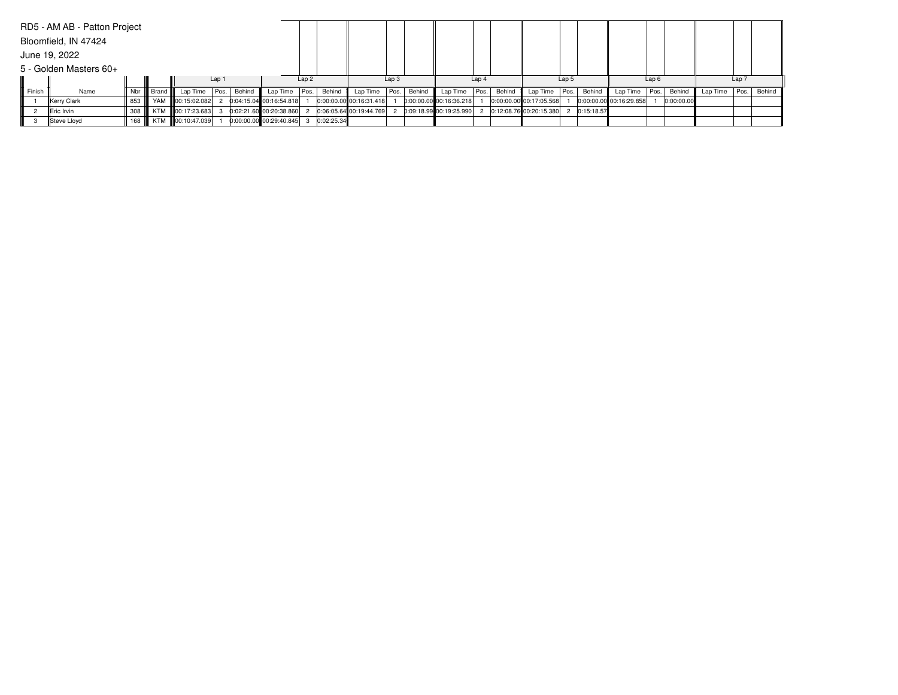RD5 - AM AB - Patton Project

Bloomfield, IN 47424

June 19, 2022

5 - Golden Masters 60+

| | | | | Lap 1 | | | Lap 2 | | | Lap 3 | | | Lap 4 | | | Lap 5 | | | Lap 6 | | | Lap 7 | | |
|---|---|---|---|---|---|---|---|---|---|---|---|---|---|---|---|---|---|---|---|---|---|---|---|---|
| Finish | Name | Nbr | Brand | Lap Time | Pos. | Behind | Lap Time | Pos. | Behind | Lap Time | Pos. | Behind | Lap Time | Pos. | Behind | Lap Time | Pos. | Behind | Lap Time | Pos. | Behind | Lap Time | Pos. | Behind |
| 1 | Kerry Clark | 853 | YAM | 00:15:02.082 | 2 | 0:04:15.04 | 00:16:54.818 | 1 | 0:00:00.00 | 00:16:31.418 | 1 | 0:00:00.00 | 00:16:36.218 | 1 | 0:00:00.00 | 00:17:05.568 | 1 | 0:00:00.00 | 00:16:29.858 | 1 | 0:00:00.00 | | | |
| 2 | Eric Irvin | 308 | KTM | 00:17:23.683 | 3 | 0:02:21.60 | 00:20:38.860 | 2 | 0:06:05.64 | 00:19:44.769 | 2 | 0:09:18.99 | 00:19:25.990 | 2 | 0:12:08.76 | 00:20:15.380 | 2 | 0:15:18.57 | | | | | | |
| 3 | Steve Lloyd | 168 | KTM | 00:10:47.039 | 1 | 0:00:00.00 | 00:29:40.845 | 3 | 0:02:25.34 | | | | | | | | | | | | | | | |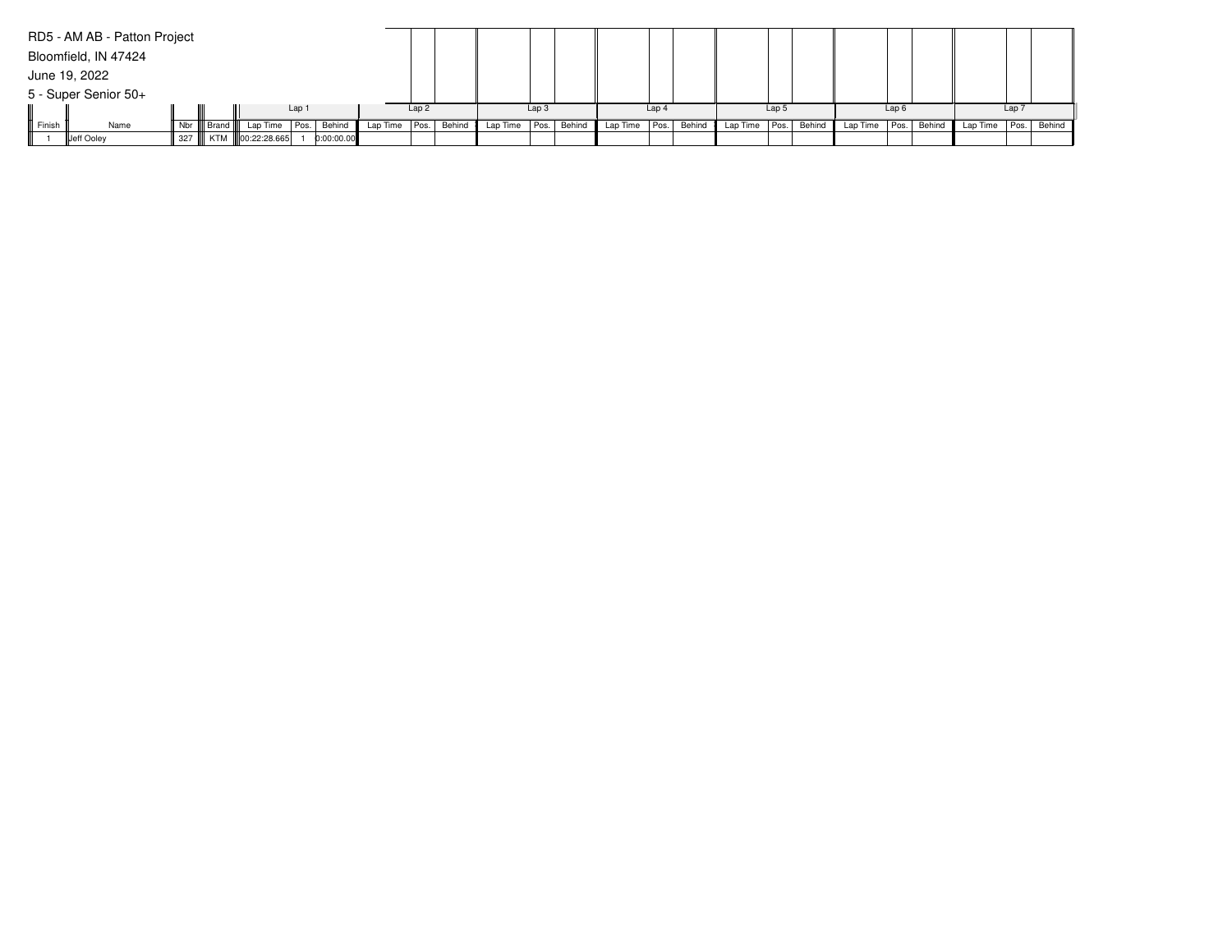RD5 - AM AB - Patton Project

Bloomfield, IN 47424

June 19, 2022

5 - Super Senior 50+

| | | | | Lap 1 | | | Lap 2 | | | Lap 3 | | | Lap 4 | | | Lap 5 | | | Lap 6 | | | Lap 7 | | |
|---|---|---|---|---|---|---|---|---|---|---|---|---|---|---|---|---|---|---|---|---|---|---|---|---|
| Finish | Name | Nbr | Brand | Lap Time | Pos. | Behind | Lap Time | Pos. | Behind | Lap Time | Pos. | Behind | Lap Time | Pos. | Behind | Lap Time | Pos. | Behind | Lap Time | Pos. | Behind | Lap Time | Pos. | Behind |
| 1 | Jeff Ooley | 327 | KTM | 00:22:28.665 | 1 | 0:00:00.00 | | | | | | | | | | | | | | | | | | |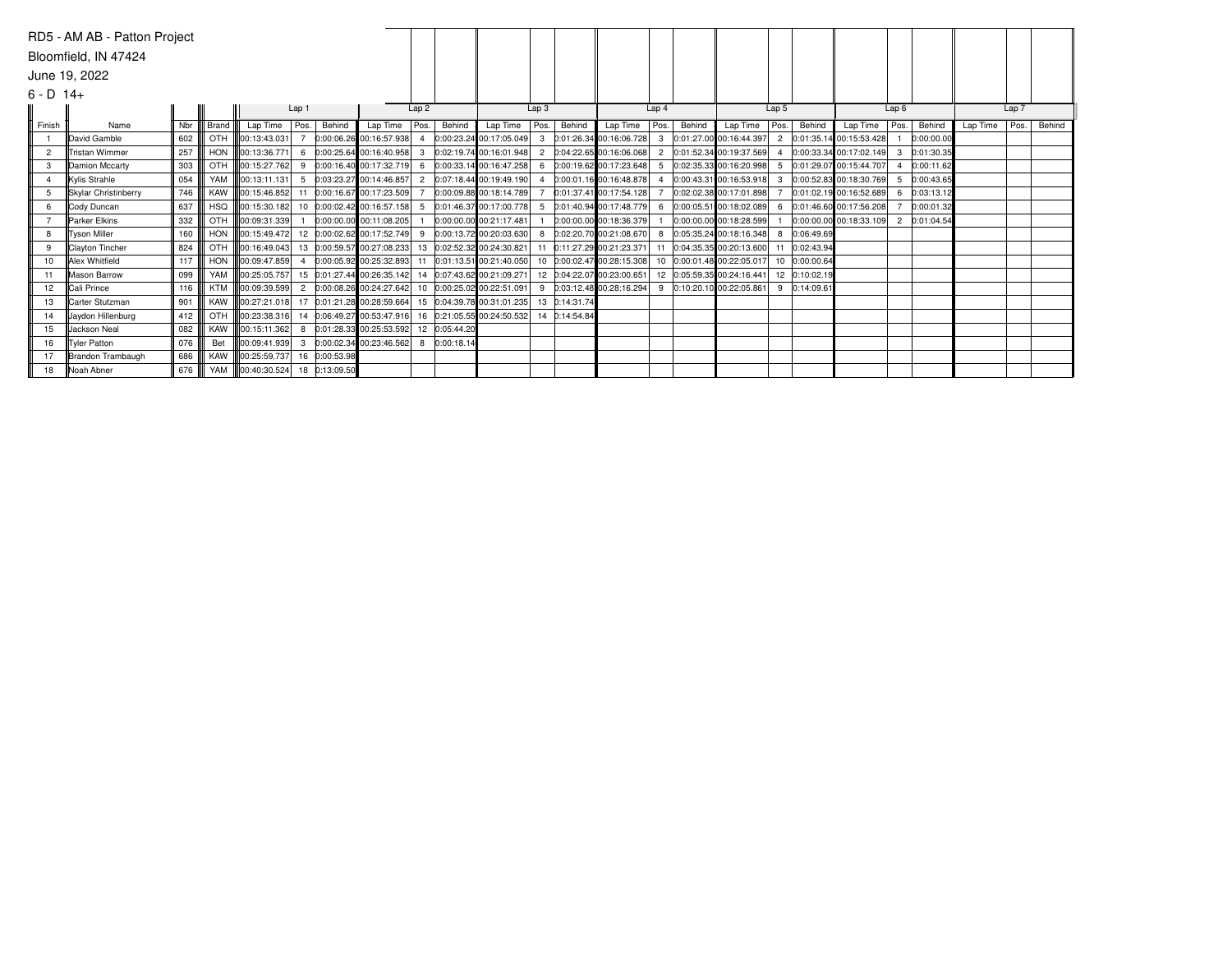RD5 - AM AB - Patton Project

Bloomfield, IN 47424

June 19, 2022

6 - D 14+

| | | | | Lap 1 | | | Lap 2 | | | Lap 3 | | | Lap 4 | | | Lap 5 | | | Lap 6 | | | Lap 7 | | |
|---|---|---|---|---|---|---|---|---|---|---|---|---|---|---|---|---|---|---|---|---|---|---|---|---|
| Finish | Name | Nbr | Brand | Lap Time | Pos. | Behind | Lap Time | Pos. | Behind | Lap Time | Pos. | Behind | Lap Time | Pos. | Behind | Lap Time | Pos. | Behind | Lap Time | Pos. | Behind | Lap Time | Pos. | Behind |
| 1 | David Gamble | 602 | OTH | 00:13:43.031 | 7 | 0:00:06.26 | 00:16:57.938 | 4 | 0:00:23.24 | 00:17:05.049 | 3 | 0:01:26.34 | 00:16:06.728 | 3 | 0:01:27.00 | 00:16:44.397 | 2 | 0:01:35.14 | 00:15:53.428 | 1 | 0:00:00.00 | | | |
| 2 | Tristan Wimmer | 257 | HON | 00:13:36.771 | 6 | 0:00:25.64 | 00:16:40.958 | 3 | 0:02:19.74 | 00:16:01.948 | 2 | 0:04:22.65 | 00:16:06.068 | 2 | 0:01:52.34 | 00:19:37.569 | 4 | 0:00:33.34 | 00:17:02.149 | 3 | 0:01:30.35 | | | |
| 3 | Damion Mccarty | 303 | OTH | 00:15:27.762 | 9 | 0:00:16.40 | 00:17:32.719 | 6 | 0:00:33.14 | 00:16:47.258 | 6 | 0:00:19.62 | 00:17:23.648 | 5 | 0:02:35.33 | 00:16:20.998 | 5 | 0:01:29.07 | 00:15:44.707 | 4 | 0:00:11.62 | | | |
| 4 | Kylis Strahle | 054 | YAM | 00:13:11.131 | 5 | 0:03:23.27 | 00:14:46.857 | 2 | 0:07:18.44 | 00:19:49.190 | 4 | 0:00:01.16 | 00:16:48.878 | 4 | 0:00:43.31 | 00:16:53.918 | 3 | 0:00:52.83 | 00:18:30.769 | 5 | 0:00:43.65 | | | |
| 5 | Skylar Christinberry | 746 | KAW | 00:15:46.852 | 11 | 0:00:16.67 | 00:17:23.509 | 7 | 0:00:09.88 | 00:18:14.789 | 7 | 0:01:37.41 | 00:17:54.128 | 7 | 0:02:02.38 | 00:17:01.898 | 7 | 0:01:02.19 | 00:16:52.689 | 6 | 0:03:13.12 | | | |
| 6 | Cody Duncan | 637 | HSQ | 00:15:30.182 | 10 | 0:00:02.42 | 00:16:57.158 | 5 | 0:01:46.37 | 00:17:00.778 | 5 | 0:01:40.94 | 00:17:48.779 | 6 | 0:00:05.51 | 00:18:02.089 | 6 | 0:01:46.60 | 00:17:56.208 | 7 | 0:00:01.32 | | | |
| 7 | Parker Elkins | 332 | OTH | 00:09:31.339 | 1 | 0:00:00.00 | 00:11:08.205 | 1 | 0:00:00.00 | 00:21:17.481 | 1 | 0:00:00.00 | 00:18:36.379 | 1 | 0:00:00.00 | 00:18:28.599 | 1 | 0:00:00.00 | 00:18:33.109 | 2 | 0:01:04.54 | | | |
| 8 | Tyson Miller | 160 | HON | 00:15:49.472 | 12 | 0:00:02.62 | 00:17:52.749 | 9 | 0:00:13.72 | 00:20:03.630 | 8 | 0:02:20.70 | 00:21:08.670 | 8 | 0:05:35.24 | 00:18:16.348 | 8 | 0:06:49.69 | | | | | | |
| 9 | Clayton Tincher | 824 | OTH | 00:16:49.043 | 13 | 0:00:59.57 | 00:27:08.233 | 13 | 0:02:52.32 | 00:24:30.821 | 11 | 0:11:27.29 | 00:21:23.371 | 11 | 0:04:35.35 | 00:20:13.600 | 11 | 0:02:43.94 | | | | | | |
| 10 | Alex Whitfield | 117 | HON | 00:09:47.859 | 4 | 0:00:05.92 | 00:25:32.893 | 11 | 0:01:13.51 | 00:21:40.050 | 10 | 0:00:02.47 | 00:28:15.308 | 10 | 0:00:01.48 | 00:22:05.017 | 10 | 0:00:00.64 | | | | | | |
| 11 | Mason Barrow | 099 | YAM | 00:25:05.757 | 15 | 0:01:27.44 | 00:26:35.142 | 14 | 0:07:43.62 | 00:21:09.271 | 12 | 0:04:22.07 | 00:23:00.651 | 12 | 0:05:59.35 | 00:24:16.441 | 12 | 0:10:02.19 | | | | | | |
| 12 | Cali Prince | 116 | KTM | 00:09:39.599 | 2 | 0:00:08.26 | 00:24:27.642 | 10 | 0:00:25.02 | 00:22:51.091 | 9 | 0:03:12.48 | 00:28:16.294 | 9 | 0:10:20.10 | 00:22:05.861 | 9 | 0:14:09.61 | | | | | | |
| 13 | Carter Stutzman | 901 | KAW | 00:27:21.018 | 17 | 0:01:21.28 | 00:28:59.664 | 15 | 0:04:39.78 | 00:31:01.235 | 13 | 0:14:31.74 | | | | | | | | | | | | |
| 14 | Jaydon Hillenburg | 412 | OTH | 00:23:38.316 | 14 | 0:06:49.27 | 00:53:47.916 | 16 | 0:21:05.55 | 00:24:50.532 | 14 | 0:14:54.84 | | | | | | | | | | | | |
| 15 | Jackson Neal | 082 | KAW | 00:15:11.362 | 8 | 0:01:28.33 | 00:25:53.592 | 12 | 0:05:44.20 | | | | | | | | | | | | | | | |
| 16 | Tyler Patton | 076 | Bet | 00:09:41.939 | 3 | 0:00:02.34 | 00:23:46.562 | 8 | 0:00:18.14 | | | | | | | | | | | | | | | |
| 17 | Brandon Trambaugh | 686 | KAW | 00:25:59.737 | 16 | 0:00:53.98 | | | | | | | | | | | | | | | | | | |
| 18 | Noah Abner | 676 | YAM | 00:40:30.524 | 18 | 0:13:09.50 | | | | | | | | | | | | | | | | | | |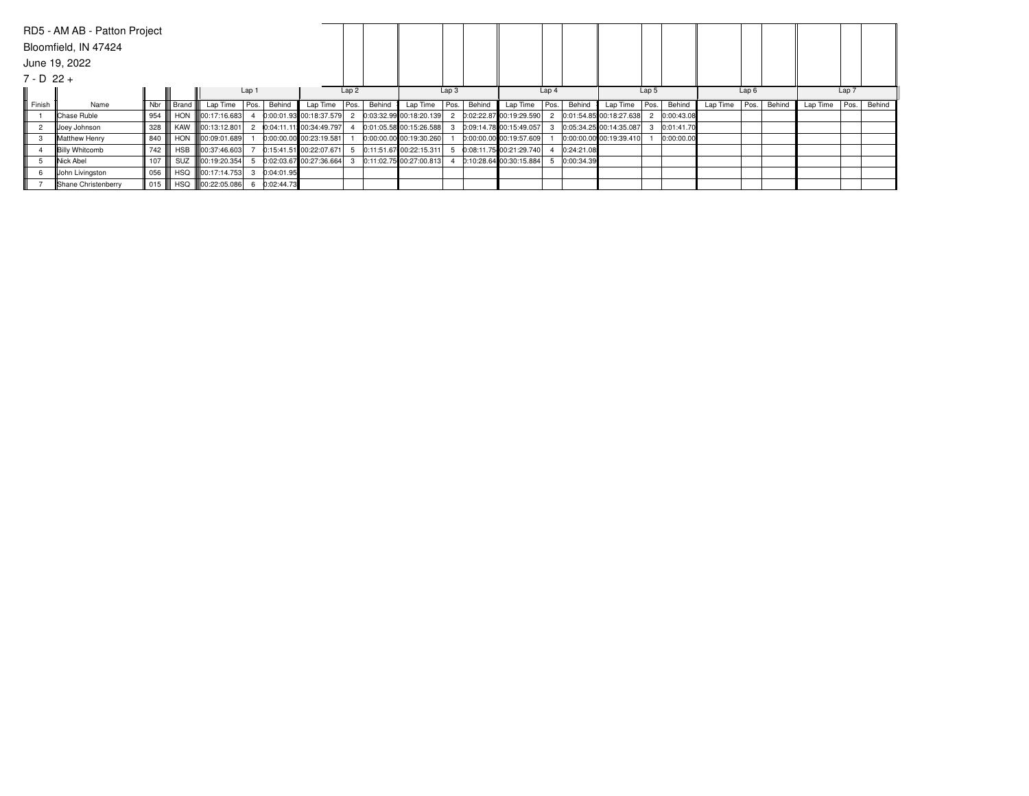RD5 - AM AB - Patton Project

Bloomfield, IN 47424

June 19, 2022

7 - D 22 +

| | | | | Lap 1 | | | Lap 2 | | | Lap 3 | | | Lap 4 | | | Lap 5 | | | Lap 6 | | | Lap 7 | | |
|---|---|---|---|---|---|---|---|---|---|---|---|---|---|---|---|---|---|---|---|---|---|---|---|---|
| Finish | Name | Nbr | Brand | Lap Time | Pos. | Behind | Lap Time | Pos. | Behind | Lap Time | Pos. | Behind | Lap Time | Pos. | Behind | Lap Time | Pos. | Behind | Lap Time | Pos. | Behind | Lap Time | Pos. | Behind |
| 1 | Chase Ruble | 954 | HON | 00:17:16.683 | 4 | 0:00:01.93 | 00:18:37.579 | 2 | 0:03:32.99 | 00:18:20.139 | 2 | 0:02:22.87 | 00:19:29.590 | 2 | 0:01:54.85 | 00:18:27.638 | 2 | 0:00:43.08 | | | | | | |
| 2 | Joey Johnson | 328 | KAW | 00:13:12.801 | 2 | 0:04:11.11 | 00:34:49.797 | 4 | 0:01:05.58 | 00:15:26.588 | 3 | 0:09:14.78 | 00:15:49.057 | 3 | 0:05:34.25 | 00:14:35.087 | 3 | 0:01:41.70 | | | | | | |
| 3 | Matthew Henry | 840 | HON | 00:09:01.689 | 1 | 0:00:00.00 | 00:23:19.581 | 1 | 0:00:00.00 | 00:19:30.260 | 1 | 0:00:00.00 | 00:19:57.609 | 1 | 0:00:00.00 | 00:19:39.410 | 1 | 0:00:00.00 | | | | | | |
| 4 | Billy Whitcomb | 742 | HSB | 00:37:46.603 | 7 | 0:15:41.51 | 00:22:07.671 | 5 | 0:11:51.67 | 00:22:15.311 | 5 | 0:08:11.75 | 00:21:29.740 | 4 | 0:24:21.08 | | | | | | | | | |
| 5 | Nick Abel | 107 | SUZ | 00:19:20.354 | 5 | 0:02:03.67 | 00:27:36.664 | 3 | 0:11:02.75 | 00:27:00.813 | 4 | 0:10:28.64 | 00:30:15.884 | 5 | 0:00:34.39 | | | | | | | | | |
| 6 | John Livingston | 056 | HSQ | 00:17:14.753 | 3 | 0:04:01.95 | | | | | | | | | | | | | | | | | | |
| 7 | Shane Christenberry | 015 | HSQ | 00:22:05.086 | 6 | 0:02:44.73 | | | | | | | | | | | | | | | | | | |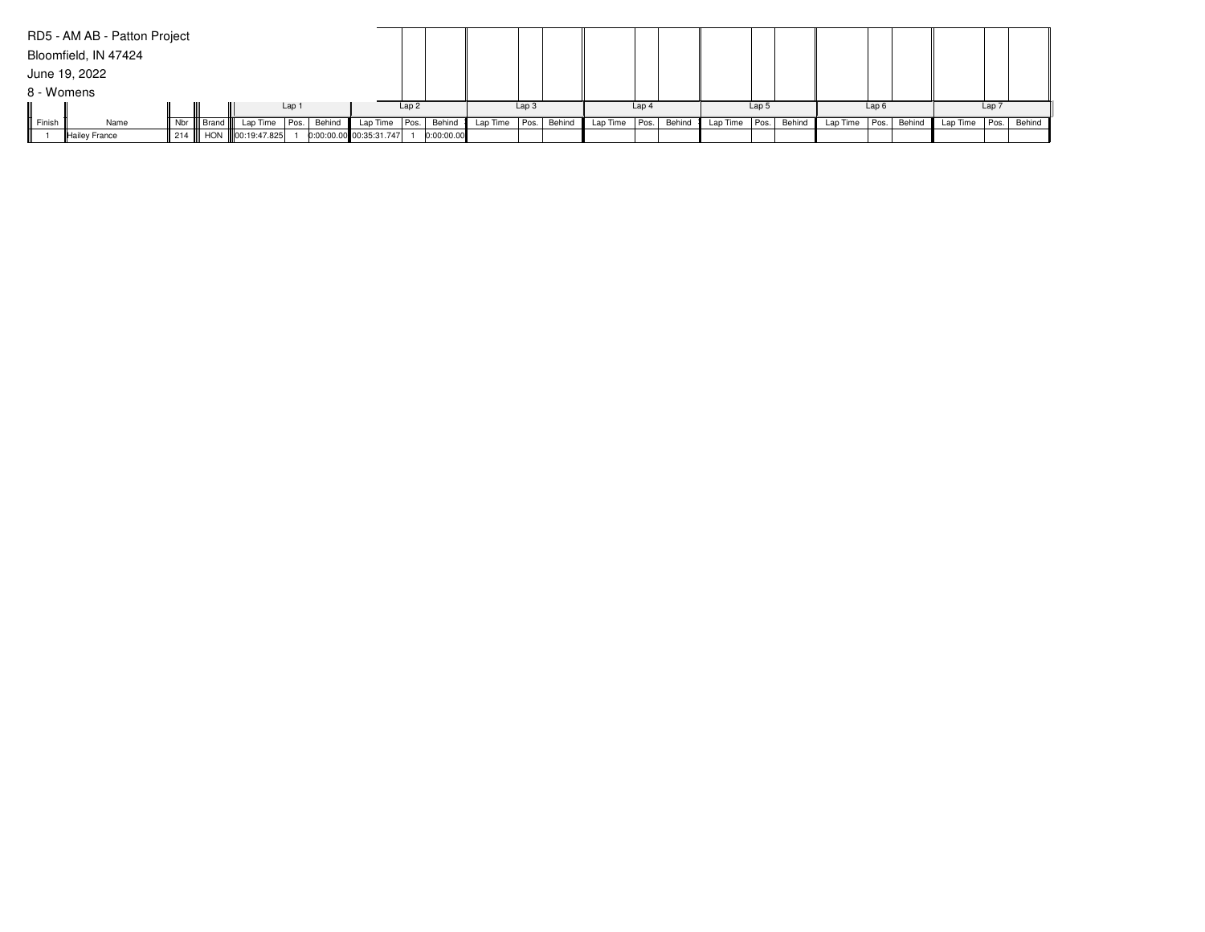RD5 - AM AB - Patton Project

Bloomfield, IN 47424

June 19, 2022

8 - Womens

| | | | | Lap 1 | | | Lap 2 | | | Lap 3 | | | Lap 4 | | | Lap 5 | | | Lap 6 | | | Lap 7 | | |
|---|---|---|---|---|---|---|---|---|---|---|---|---|---|---|---|---|---|---|---|---|---|---|---|---|
| Finish | Name | Nbr | Brand | Lap Time | Pos. | Behind | Lap Time | Pos. | Behind | Lap Time | Pos. | Behind | Lap Time | Pos. | Behind | Lap Time | Pos. | Behind | Lap Time | Pos. | Behind | Lap Time | Pos. | Behind |
| 1 | Hailey France | 214 | HON | 00:19:47.825 | 1 | 0:00:00.00 | 00:35:31.747 | 1 | 0:00:00.00 | | | | | | | | | | | | | | | |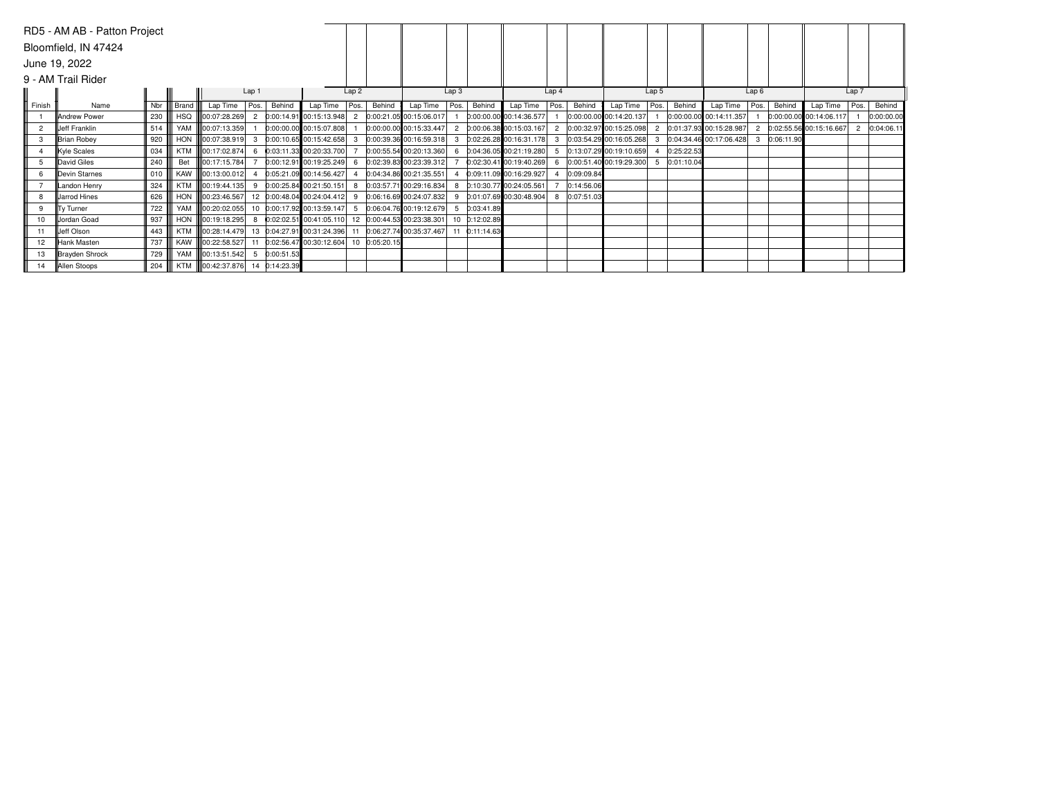RD5 - AM AB - Patton Project

Bloomfield, IN 47424

June 19, 2022

9 - AM Trail Rider

| | | | | Lap 1 | | | Lap 2 | | | Lap 3 | | | Lap 4 | | | Lap 5 | | | Lap 6 | | | Lap 7 | | |
|---|---|---|---|---|---|---|---|---|---|---|---|---|---|---|---|---|---|---|---|---|---|---|---|---|
| Finish | Name | Nbr | Brand | Lap Time | Pos. | Behind | Lap Time | Pos. | Behind | Lap Time | Pos. | Behind | Lap Time | Pos. | Behind | Lap Time | Pos. | Behind | Lap Time | Pos. | Behind | Lap Time | Pos. | Behind |
| 1 | Andrew Power | 230 | HSQ | 00:07:28.269 | 2 | 0:00:14.91 | 00:15:13.948 | 2 | 0:00:21.05 | 00:15:06.017 | 1 | 0:00:00.00 | 00:14:36.577 | 1 | 0:00:00.00 | 00:14:20.137 | 1 | 0:00:00.00 | 00:14:11.357 | 1 | 0:00:00.00 | 00:14:06.117 | 1 | 0:00:00.00 |
| 2 | Jeff Franklin | 514 | YAM | 00:07:13.359 | 1 | 0:00:00.00 | 00:15:07.808 | 1 | 0:00:00.00 | 00:15:33.447 | 2 | 0:00:06.38 | 00:15:03.167 | 2 | 0:00:32.97 | 00:15:25.098 | 2 | 0:01:37.93 | 00:15:28.987 | 2 | 0:02:55.56 | 00:15:16.667 | 2 | 0:04:06.11 |
| 3 | Brian Robey | 920 | HON | 00:07:38.919 | 3 | 0:00:10.65 | 00:15:42.658 | 3 | 0:00:39.36 | 00:16:59.318 | 3 | 0:02:26.28 | 00:16:31.178 | 3 | 0:03:54.29 | 00:16:05.268 | 3 | 0:04:34.46 | 00:17:06.428 | 3 | 0:06:11.90 | | | |
| 4 | Kyle Scales | 034 | KTM | 00:17:02.874 | 6 | 0:03:11.33 | 00:20:33.700 | 7 | 0:00:55.54 | 00:20:13.360 | 6 | 0:04:36.05 | 00:21:19.280 | 5 | 0:13:07.29 | 00:19:10.659 | 4 | 0:25:22.53 | | | | | | |
| 5 | David Giles | 240 | Bet | 00:17:15.784 | 7 | 0:00:12.91 | 00:19:25.249 | 6 | 0:02:39.83 | 00:23:39.312 | 7 | 0:02:30.41 | 00:19:40.269 | 6 | 0:00:51.40 | 00:19:29.300 | 5 | 0:01:10.04 | | | | | | |
| 6 | Devin Starnes | 010 | KAW | 00:13:00.012 | 4 | 0:05:21.09 | 00:14:56.427 | 4 | 0:04:34.86 | 00:21:35.551 | 4 | 0:09:11.09 | 00:16:29.927 | 4 | 0:09:09.84 | | | | | | | | | |
| 7 | Landon Henry | 324 | KTM | 00:19:44.135 | 9 | 0:00:25.84 | 00:21:50.151 | 8 | 0:03:57.71 | 00:29:16.834 | 8 | 0:10:30.77 | 00:24:05.561 | 7 | 0:14:56.06 | | | | | | | | | |
| 8 | Jarrod Hines | 626 | HON | 00:23:46.567 | 12 | 0:00:48.04 | 00:24:04.412 | 9 | 0:06:16.69 | 00:24:07.832 | 9 | 0:01:07.69 | 00:30:48.904 | 8 | 0:07:51.03 | | | | | | | | | |
| 9 | Ty Turner | 722 | YAM | 00:20:02.055 | 10 | 0:00:17.92 | 00:13:59.147 | 5 | 0:06:04.76 | 00:19:12.679 | 5 | 0:03:41.89 | | | | | | | | | | | | |
| 10 | Jordan Goad | 937 | HON | 00:19:18.295 | 8 | 0:02:02.51 | 00:41:05.110 | 12 | 0:00:44.53 | 00:23:38.301 | 10 | 0:12:02.89 | | | | | | | | | | | | |
| 11 | Jeff Olson | 443 | KTM | 00:28:14.479 | 13 | 0:04:27.91 | 00:31:24.396 | 11 | 0:06:27.74 | 00:35:37.467 | 11 | 0:11:14.63 | | | | | | | | | | | | |
| 12 | Hank Masten | 737 | KAW | 00:22:58.527 | 11 | 0:02:56.47 | 00:30:12.604 | 10 | 0:05:20.15 | | | | | | | | | | | | | | | |
| 13 | Brayden Shrock | 729 | YAM | 00:13:51.542 | 5 | 0:00:51.53 | | | | | | | | | | | | | | | | | | |
| 14 | Allen Stoops | 204 | KTM | 00:42:37.876 | 14 | 0:14:23.39 | | | | | | | | | | | | | | | | | | |